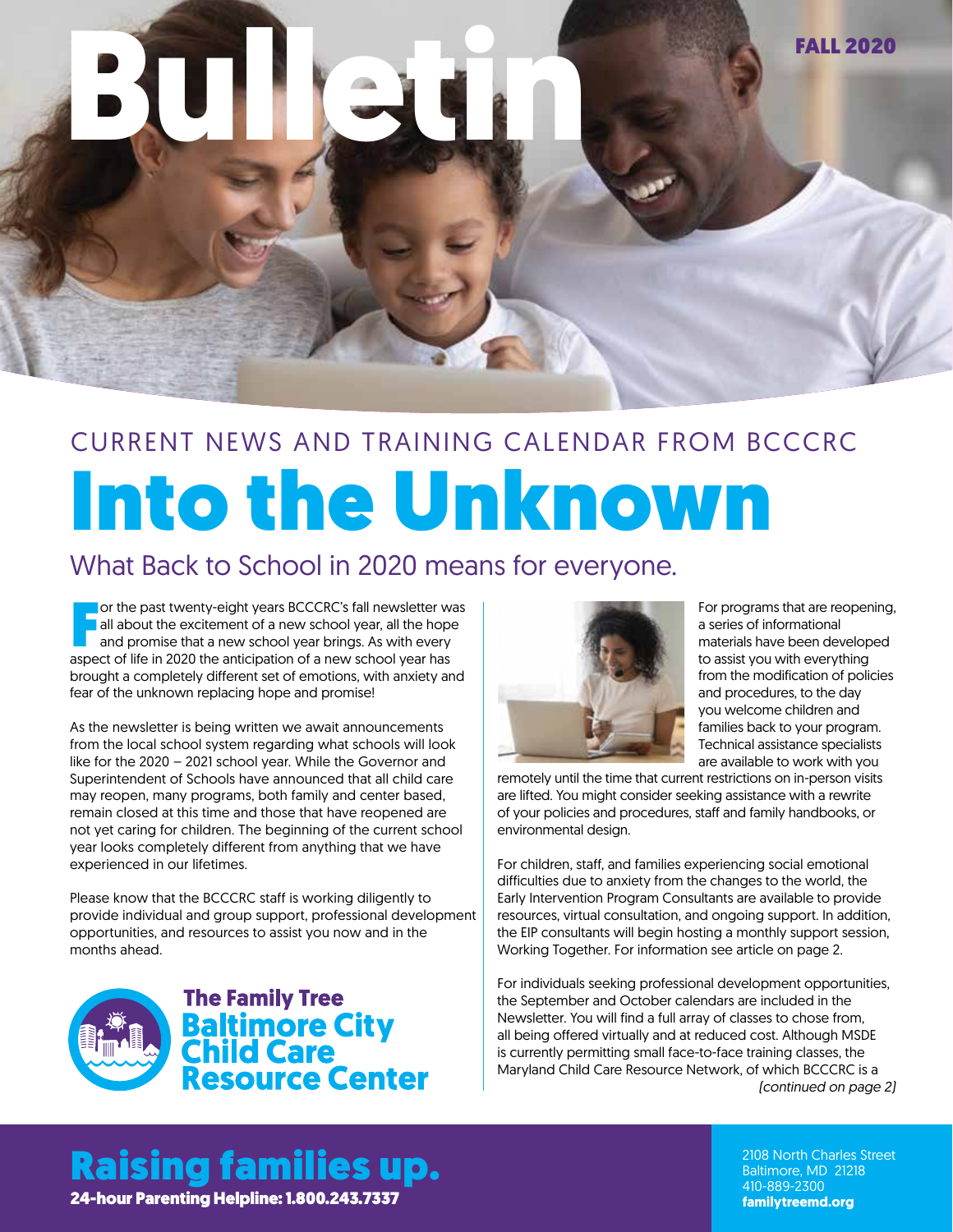# Bulletin

FALL 2020

CURRENT NEWS AND TRAINING CALENDAR FROM BCCCRC

# Into the Unknown

## What Back to School in 2020 means for everyone.

For the past twenty-eight years BCCCRC's fall newsletter was all about the excitement of a new school year, all the hope and promise that a new school year brings. As with every aspect of life in 2020 the anticipation of a new school year has brought a completely different set of emotions, with anxiety and fear of the unknown replacing hope and promise!

As the newsletter is being written we await announcements from the local school system regarding what schools will look like for the 2020 – 2021 school year. While the Governor and Superintendent of Schools have announced that all child care may reopen, many programs, both family and center based, remain closed at this time and those that have reopened are not yet caring for children. The beginning of the current school year looks completely different from anything that we have experienced in our lifetimes.

Please know that the BCCCRC staff is working diligently to provide individual and group support, professional development opportunities, and resources to assist you now and in the months ahead.

**The Family Tree**
**Baltimore City Child Care Resource Center**

For programs that are reopening, a series of informational materials have been developed to assist you with everything from the modification of policies and procedures, to the day you welcome children and families back to your program. Technical assistance specialists are available to work with you remotely until the time that current restrictions on in-person visits are lifted. You might consider seeking assistance with a rewrite of your policies and procedures, staff and family handbooks, or environmental design.

For children, staff, and families experiencing social emotional difficulties due to anxiety from the changes to the world, the Early Intervention Program Consultants are available to provide resources, virtual consultation, and ongoing support. In addition, the EIP consultants will begin hosting a monthly support session, Working Together. For information see article on page 2.

For individuals seeking professional development opportunities, the September and October calendars are included in the Newsletter. You will find a full array of classes to chose from, all being offered virtually and at reduced cost. Although MSDE is currently permitting small face-to-face training classes, the Maryland Child Care Resource Network, of which BCCCRC is a

*(continued on page 2)*

**Raising families up.**
**24-hour Parenting Helpline: 1.800.243.7337**

2108 North Charles Street
Baltimore, MD 21218
410-889-2300
**familytreemd.org**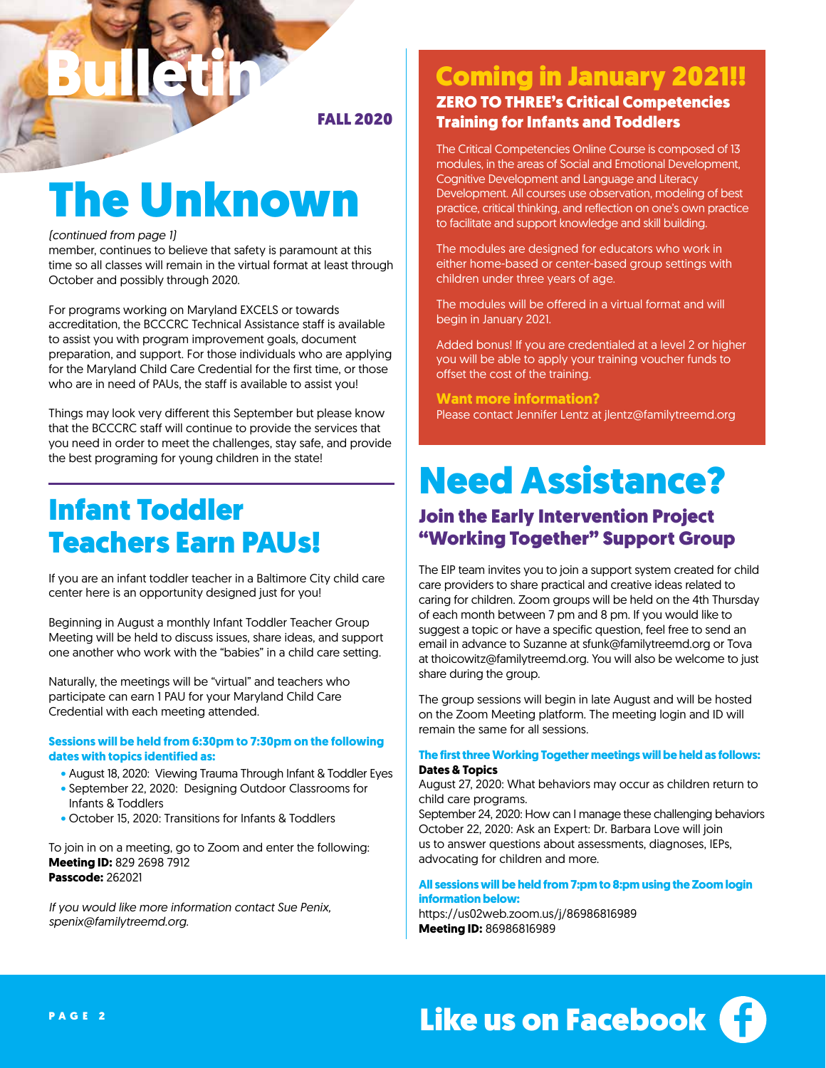# Bulletin

**FALL 2020**

# The Unknown

*[continued from page 1]*

member, continues to believe that safety is paramount at this time so all classes will remain in the virtual format at least through October and possibly through 2020.

For programs working on Maryland EXCELS or towards accreditation, the BCCCRC Technical Assistance staff is available to assist you with program improvement goals, document preparation, and support. For those individuals who are applying for the Maryland Child Care Credential for the first time, or those who are in need of PAUs, the staff is available to assist you!

Things may look very different this September but please know that the BCCCRC staff will continue to provide the services that you need in order to meet the challenges, stay safe, and provide the best programing for young children in the state!

# Infant Toddler Teachers Earn PAUs!

If you are an infant toddler teacher in a Baltimore City child care center here is an opportunity designed just for you!

Beginning in August a monthly Infant Toddler Teacher Group Meeting will be held to discuss issues, share ideas, and support one another who work with the "babies" in a child care setting.

Naturally, the meetings will be "virtual" and teachers who participate can earn 1 PAU for your Maryland Child Care Credential with each meeting attended.

**Sessions will be held from 6:30pm to 7:30pm on the following dates with topics identified as:**

- August 18, 2020: Viewing Trauma Through Infant & Toddler Eyes
- September 22, 2020: Designing Outdoor Classrooms for Infants & Toddlers
- October 15, 2020: Transitions for Infants & Toddlers

To join in on a meeting, go to Zoom and enter the following:
**Meeting ID:** 829 2698 7912
**Passcode:** 262021

*If you would like more information contact Sue Penix, spenix@familytreemd.org.*

## Coming in January 2021!!

### ZERO TO THREE's Critical Competencies Training for Infants and Toddlers

The Critical Competencies Online Course is composed of 13 modules, in the areas of Social and Emotional Development, Cognitive Development and Language and Literacy Development. All courses use observation, modeling of best practice, critical thinking, and reflection on one's own practice to facilitate and support knowledge and skill building.

The modules are designed for educators who work in either home-based or center-based group settings with children under three years of age.

The modules will be offered in a virtual format and will begin in January 2021.

Added bonus! If you are credentialed at a level 2 or higher you will be able to apply your training voucher funds to offset the cost of the training.

**Want more information?**
Please contact Jennifer Lentz at jlentz@familytreemd.org

# Need Assistance?

## Join the Early Intervention Project "Working Together" Support Group

The EIP team invites you to join a support system created for child care providers to share practical and creative ideas related to caring for children. Zoom groups will be held on the 4th Thursday of each month between 7 pm and 8 pm. If you would like to suggest a topic or have a specific question, feel free to send an email in advance to Suzanne at sfunk@familytreemd.org or Tova at thoicowitz@familytreemd.org. You will also be welcome to just share during the group.

The group sessions will begin in late August and will be hosted on the Zoom Meeting platform. The meeting login and ID will remain the same for all sessions.

**The first three Working Together meetings will be held as follows:**

**Dates & Topics**
August 27, 2020: What behaviors may occur as children return to child care programs.
September 24, 2020: How can I manage these challenging behaviors
October 22, 2020: Ask an Expert: Dr. Barbara Love will join us to answer questions about assessments, diagnoses, IEPs, advocating for children and more.

**All sessions will be held from 7:pm to 8:pm using the Zoom login information below:**
https://us02web.zoom.us/j/86986816989
**Meeting ID:** 86986816989

**Like us on Facebook**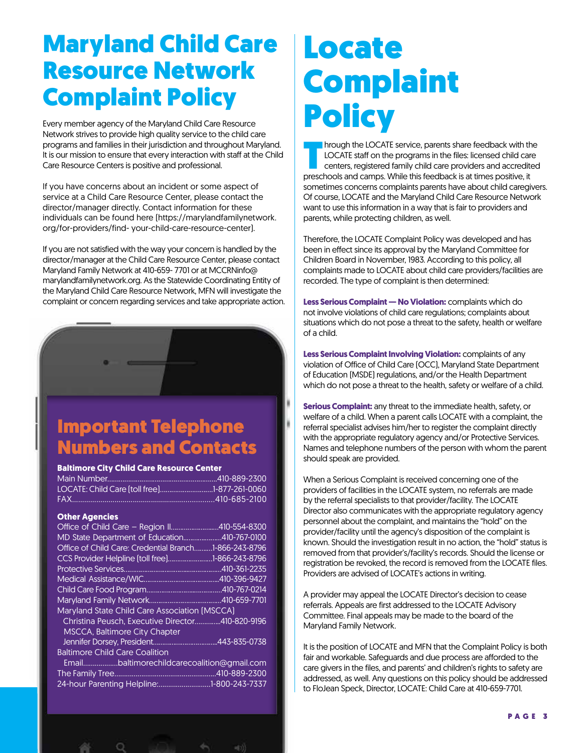# Maryland Child Care Resource Network Complaint Policy

Every member agency of the Maryland Child Care Resource Network strives to provide high quality service to the child care programs and families in their jurisdiction and throughout Maryland. It is our mission to ensure that every interaction with staff at the Child Care Resource Centers is positive and professional.

If you have concerns about an incident or some aspect of service at a Child Care Resource Center, please contact the director/manager directly. Contact information for these individuals can be found here (https://marylandfamilynetwork.org/for-providers/find- your-child-care-resource-center).

If you are not satisfied with the way your concern is handled by the director/manager at the Child Care Resource Center, please contact Maryland Family Network at 410-659- 7701 or at MCCRNinfo@marylandfamilynetwork.org. As the Statewide Coordinating Entity of the Maryland Child Care Resource Network, MFN will investigate the complaint or concern regarding services and take appropriate action.

## Important Telephone Numbers and Contacts

**Baltimore City Child Care Resource Center**

| | |
|---|---|
| Main Number | 410-889-2300 |
| LOCATE: Child Care (toll free) | 1-877-261-0060 |
| FAX | 410-685-2100 |

**Other Agencies**

| | |
|---|---|
| Office of Child Care – Region II | 410-554-8300 |
| MD State Department of Education | 410-767-0100 |
| Office of Child Care: Credential Branch | 1-866-243-8796 |
| CCS Provider Helpline (toll free) | 1-866-243-8796 |
| Protective Services | 410-361-2235 |
| Medical Assistance/WIC | 410-396-9427 |
| Child Care Food Program | 410-767-0214 |
| Maryland Family Network | 410-659-7701 |
| Maryland State Child Care Association (MSCCA) | |
| Christina Peusch, Executive Director | 410-820-9196 |
| MSCCA, Baltimore City Chapter | |
| Jennifer Dorsey, President | 443-835-0738 |
| Baltimore Child Care Coalition | |
| Email | baltimorechildcarecoalition@gmail.com |
| The Family Tree | 410-889-2300 |
| 24-hour Parenting Helpline: | 1-800-243-7337 |

# Locate Complaint Policy

Through the LOCATE service, parents share feedback with the LOCATE staff on the programs in the files: licensed child care centers, registered family child care providers and accredited preschools and camps. While this feedback is at times positive, it sometimes concerns complaints parents have about child caregivers. Of course, LOCATE and the Maryland Child Care Resource Network want to use this information in a way that is fair to providers and parents, while protecting children, as well.

Therefore, the LOCATE Complaint Policy was developed and has been in effect since its approval by the Maryland Committee for Children Board in November, 1983. According to this policy, all complaints made to LOCATE about child care providers/facilities are recorded. The type of complaint is then determined:

**Less Serious Complaint — No Violation:** complaints which do not involve violations of child care regulations; complaints about situations which do not pose a threat to the safety, health or welfare of a child.

**Less Serious Complaint Involving Violation:** complaints of any violation of Office of Child Care (OCC), Maryland State Department of Education (MSDE) regulations, and/or the Health Department which do not pose a threat to the health, safety or welfare of a child.

**Serious Complaint:** any threat to the immediate health, safety, or welfare of a child. When a parent calls LOCATE with a complaint, the referral specialist advises him/her to register the complaint directly with the appropriate regulatory agency and/or Protective Services. Names and telephone numbers of the person with whom the parent should speak are provided.

When a Serious Complaint is received concerning one of the providers of facilities in the LOCATE system, no referrals are made by the referral specialists to that provider/facility. The LOCATE Director also communicates with the appropriate regulatory agency personnel about the complaint, and maintains the "hold" on the provider/facility until the agency's disposition of the complaint is known. Should the investigation result in no action, the "hold" status is removed from that provider's/facility's records. Should the license or registration be revoked, the record is removed from the LOCATE files. Providers are advised of LOCATE's actions in writing.

A provider may appeal the LOCATE Director's decision to cease referrals. Appeals are first addressed to the LOCATE Advisory Committee. Final appeals may be made to the board of the Maryland Family Network.

It is the position of LOCATE and MFN that the Complaint Policy is both fair and workable. Safeguards and due process are afforded to the care givers in the files, and parents' and children's rights to safety are addressed, as well. Any questions on this policy should be addressed to FloJean Speck, Director, LOCATE: Child Care at 410-659-7701.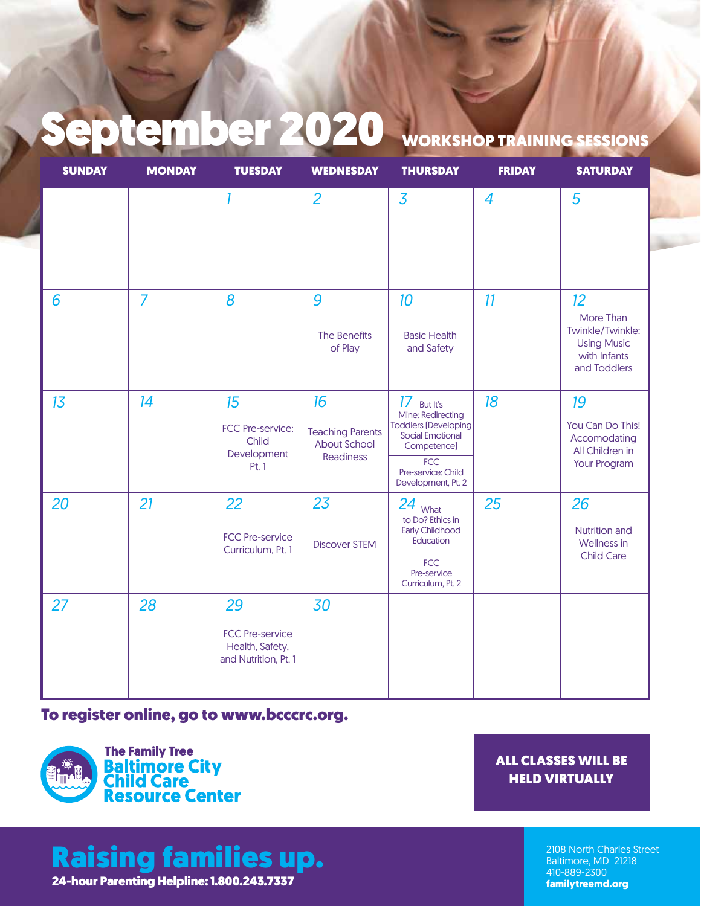# September 2020

## WORKSHOP TRAINING SESSIONS

| SUNDAY | MONDAY | TUESDAY | WEDNESDAY | THURSDAY | FRIDAY | SATURDAY |
|---|---|---|---|---|---|---|
| | | 1 | 2 | 3 | 4 | 5 |
| 6 | 7 | 8 | 9 The Benefits of Play | 10 Basic Health and Safety | 11 | 12 More Than Twinkle/Twinkle: Using Music with Infants and Toddlers |
| 13 | 14 | 15 FCC Pre-service: Child Development Pt. 1 | 16 Teaching Parents About School Readiness | 17 But It's Mine: Redirecting Toddlers (Developing Social Emotional Competence); FCC Pre-service: Child Development, Pt. 2 | 18 | 19 You Can Do This! Accomodating All Children in Your Program |
| 20 | 21 | 22 FCC Pre-service Curriculum, Pt. 1 | 23 Discover STEM | 24 What to Do? Ethics in Early Childhood Education; FCC Pre-service Curriculum, Pt. 2 | 25 | 26 Nutrition and Wellness in Child Care |
| 27 | 28 | 29 FCC Pre-service Health, Safety, and Nutrition, Pt. 1 | 30 | | | |

**To register online, go to www.bcccrc.org.**

The Family Tree
Baltimore City Child Care Resource Center

**ALL CLASSES WILL BE HELD VIRTUALLY**

**Raising families up.**

**24-hour Parenting Helpline: 1.800.243.7337**

2108 North Charles Street
Baltimore, MD 21218
410-889-2300
**familytreemd.org**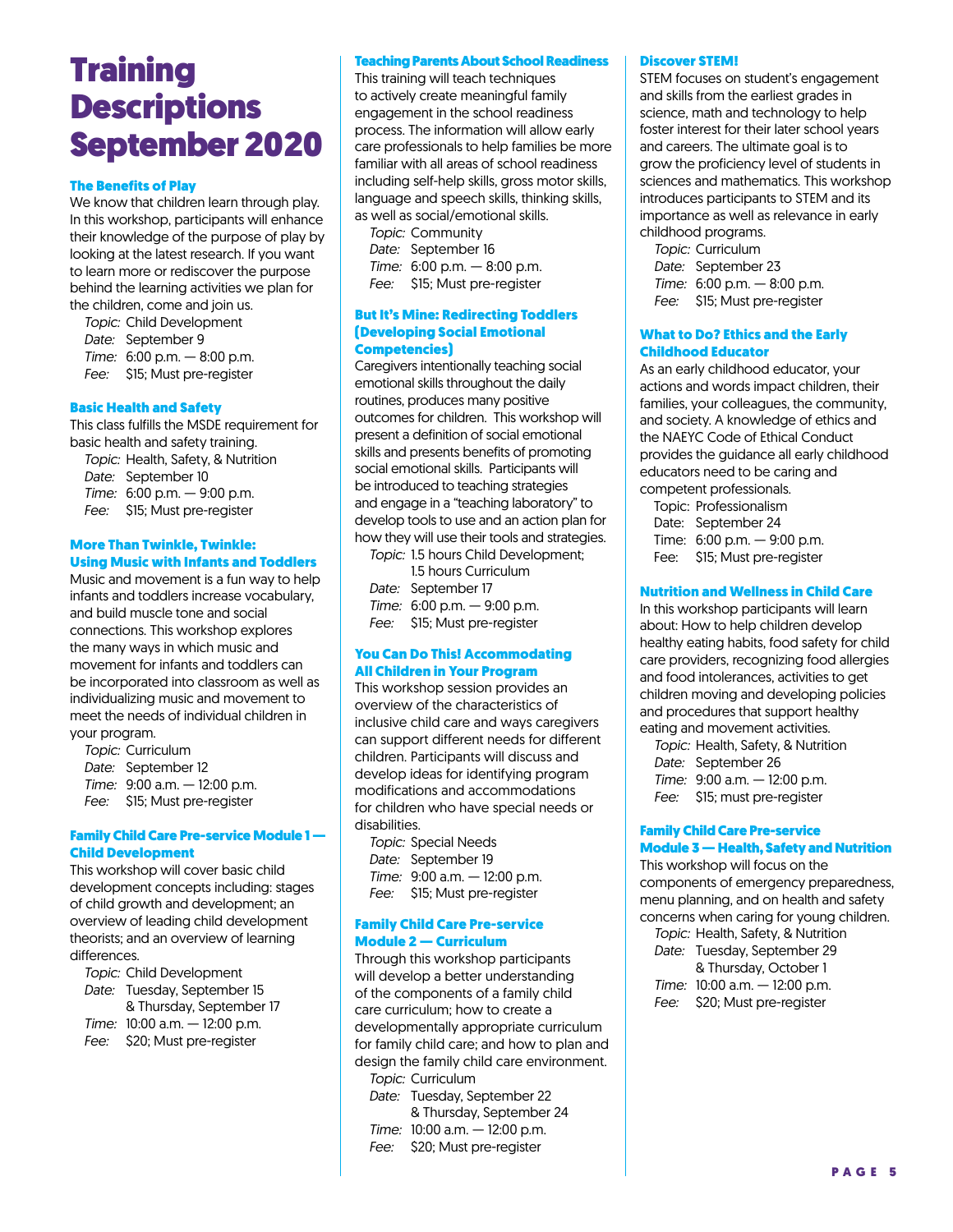# Training Descriptions September 2020

### The Benefits of Play

We know that children learn through play. In this workshop, participants will enhance their knowledge of the purpose of play by looking at the latest research. If you want to learn more or rediscover the purpose behind the learning activities we plan for the children, come and join us.

*Topic:* Child Development
*Date:* September 9
*Time:* 6:00 p.m. — 8:00 p.m.
*Fee:* $15; Must pre-register

### Basic Health and Safety

This class fulfills the MSDE requirement for basic health and safety training.

*Topic:* Health, Safety, & Nutrition
*Date:* September 10
*Time:* 6:00 p.m. — 9:00 p.m.
*Fee:* $15; Must pre-register

### More Than Twinkle, Twinkle: Using Music with Infants and Toddlers

Music and movement is a fun way to help infants and toddlers increase vocabulary, and build muscle tone and social connections. This workshop explores the many ways in which music and movement for infants and toddlers can be incorporated into classroom as well as individualizing music and movement to meet the needs of individual children in your program.

*Topic:* Curriculum
*Date:* September 12
*Time:* 9:00 a.m. — 12:00 p.m.
*Fee:* $15; Must pre-register

### Family Child Care Pre-service Module 1 — Child Development

This workshop will cover basic child development concepts including: stages of child growth and development; an overview of leading child development theorists; and an overview of learning differences.

*Topic:* Child Development
*Date:* Tuesday, September 15 & Thursday, September 17
*Time:* 10:00 a.m. — 12:00 p.m.
*Fee:* $20; Must pre-register

### Teaching Parents About School Readiness

This training will teach techniques to actively create meaningful family engagement in the school readiness process. The information will allow early care professionals to help families be more familiar with all areas of school readiness including self-help skills, gross motor skills, language and speech skills, thinking skills, as well as social/emotional skills.

*Topic:* Community
*Date:* September 16
*Time:* 6:00 p.m. — 8:00 p.m.
*Fee:* $15; Must pre-register

### But It's Mine: Redirecting Toddlers (Developing Social Emotional Competencies)

Caregivers intentionally teaching social emotional skills throughout the daily routines, produces many positive outcomes for children. This workshop will present a definition of social emotional skills and presents benefits of promoting social emotional skills. Participants will be introduced to teaching strategies and engage in a "teaching laboratory" to develop tools to use and an action plan for how they will use their tools and strategies.

*Topic:* 1.5 hours Child Development; 1.5 hours Curriculum
*Date:* September 17
*Time:* 6:00 p.m. — 9:00 p.m.
*Fee:* $15; Must pre-register

### You Can Do This! Accommodating All Children in Your Program

This workshop session provides an overview of the characteristics of inclusive child care and ways caregivers can support different needs for different children. Participants will discuss and develop ideas for identifying program modifications and accommodations for children who have special needs or disabilities.

*Topic:* Special Needs
*Date:* September 19
*Time:* 9:00 a.m. — 12:00 p.m.
*Fee:* $15; Must pre-register

### Family Child Care Pre-service Module 2 — Curriculum

Through this workshop participants will develop a better understanding of the components of a family child care curriculum; how to create a developmentally appropriate curriculum for family child care; and how to plan and design the family child care environment.

*Topic:* Curriculum
*Date:* Tuesday, September 22 & Thursday, September 24
*Time:* 10:00 a.m. — 12:00 p.m.
*Fee:* $20; Must pre-register

### Discover STEM!

STEM focuses on student's engagement and skills from the earliest grades in science, math and technology to help foster interest for their later school years and careers. The ultimate goal is to grow the proficiency level of students in sciences and mathematics. This workshop introduces participants to STEM and its importance as well as relevance in early childhood programs.

*Topic:* Curriculum
*Date:* September 23
*Time:* 6:00 p.m. — 8:00 p.m.
*Fee:* $15; Must pre-register

### What to Do? Ethics and the Early Childhood Educator

As an early childhood educator, your actions and words impact children, their families, your colleagues, the community, and society. A knowledge of ethics and the NAEYC Code of Ethical Conduct provides the guidance all early childhood educators need to be caring and competent professionals.

Topic: Professionalism
Date: September 24
Time: 6:00 p.m. — 9:00 p.m.
Fee: $15; Must pre-register

### Nutrition and Wellness in Child Care

In this workshop participants will learn about: How to help children develop healthy eating habits, food safety for child care providers, recognizing food allergies and food intolerances, activities to get children moving and developing policies and procedures that support healthy eating and movement activities.

*Topic:* Health, Safety, & Nutrition
*Date:* September 26
*Time:* 9:00 a.m. — 12:00 p.m.
*Fee:* $15; must pre-register

### Family Child Care Pre-service Module 3 — Health, Safety and Nutrition

This workshop will focus on the components of emergency preparedness, menu planning, and on health and safety concerns when caring for young children.

*Topic:* Health, Safety, & Nutrition
*Date:* Tuesday, September 29 & Thursday, October 1
*Time:* 10:00 a.m. — 12:00 p.m.
*Fee:* $20; Must pre-register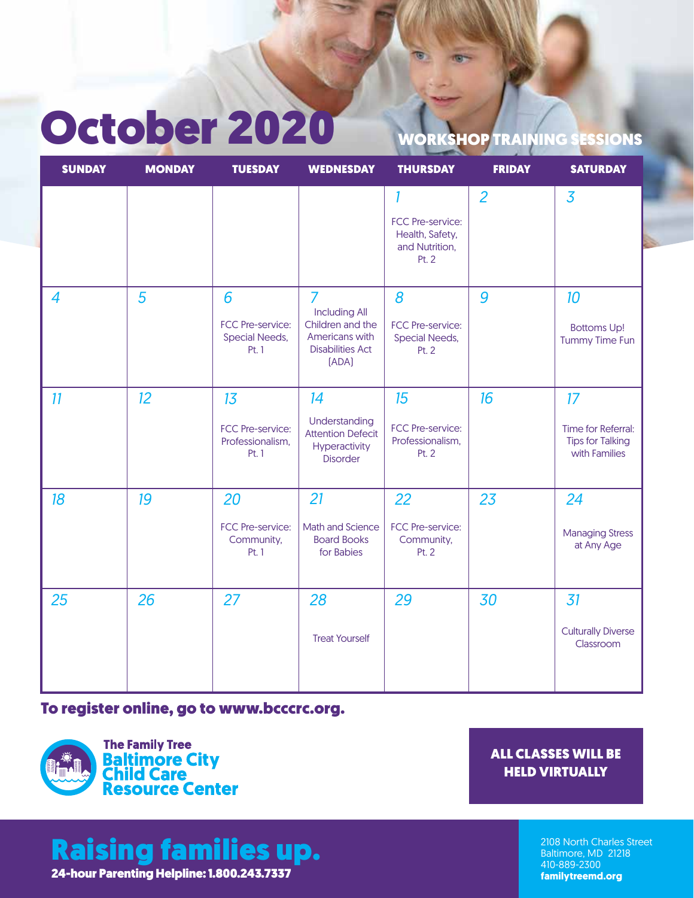# October 2020

## WORKSHOP TRAINING SESSIONS

| SUNDAY | MONDAY | TUESDAY | WEDNESDAY | THURSDAY | FRIDAY | SATURDAY |
|---|---|---|---|---|---|---|
| | | | | 1 FCC Pre-service: Health, Safety, and Nutrition, Pt. 2 | 2 | 3 |
| 4 | 5 | 6 FCC Pre-service: Special Needs, Pt. 1 | 7 Including All Children and the Americans with Disabilities Act (ADA) | 8 FCC Pre-service: Special Needs, Pt. 2 | 9 | 10 Bottoms Up! Tummy Time Fun |
| 11 | 12 | 13 FCC Pre-service: Professionalism, Pt. 1 | 14 Understanding Attention Deficit Hyperactivity Disorder | 15 FCC Pre-service: Professionalism, Pt. 2 | 16 | 17 Time for Referral: Tips for Talking with Families |
| 18 | 19 | 20 FCC Pre-service: Community, Pt. 1 | 21 Math and Science Board Books for Babies | 22 FCC Pre-service: Community, Pt. 2 | 23 | 24 Managing Stress at Any Age |
| 25 | 26 | 27 | 28 Treat Yourself | 29 | 30 | 31 Culturally Diverse Classroom |

**To register online, go to www.bcccrc.org.**

**The Family Tree**
**Baltimore City Child Care Resource Center**

**ALL CLASSES WILL BE HELD VIRTUALLY**

**Raising families up.**

**24-hour Parenting Helpline: 1.800.243.7337**

2108 North Charles Street
Baltimore, MD 21218
410-889-2300
**familytreemd.org**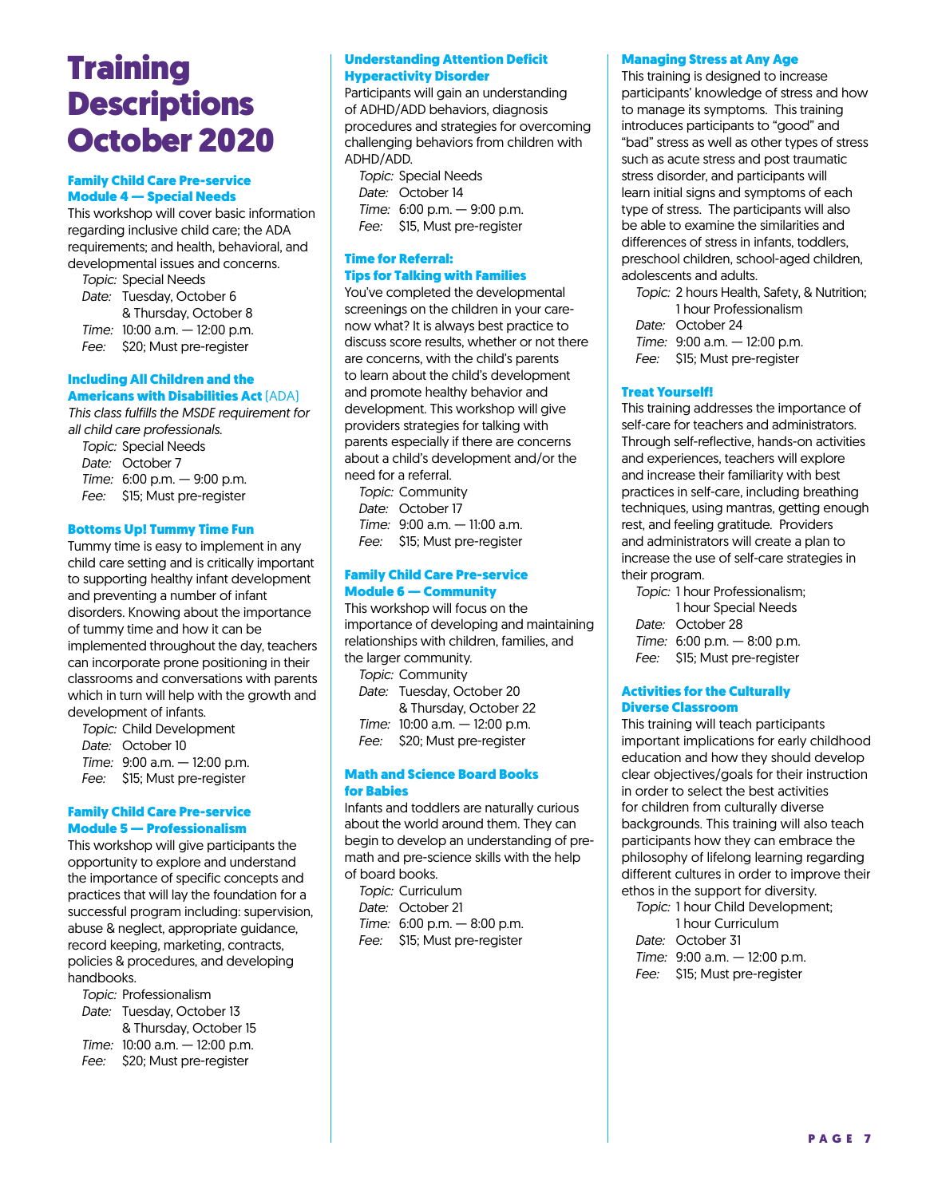# Training Descriptions October 2020

### Family Child Care Pre-service Module 4 — Special Needs

This workshop will cover basic information regarding inclusive child care; the ADA requirements; and health, behavioral, and developmental issues and concerns.

*Topic:* Special Needs
*Date:* Tuesday, October 6 & Thursday, October 8
*Time:* 10:00 a.m. — 12:00 p.m.
*Fee:* $20; Must pre-register

### Including All Children and the Americans with Disabilities Act (ADA)

*This class fulfills the MSDE requirement for all child care professionals.*

*Topic:* Special Needs
*Date:* October 7
*Time:* 6:00 p.m. — 9:00 p.m.
*Fee:* $15; Must pre-register

### Bottoms Up! Tummy Time Fun

Tummy time is easy to implement in any child care setting and is critically important to supporting healthy infant development and preventing a number of infant disorders. Knowing about the importance of tummy time and how it can be implemented throughout the day, teachers can incorporate prone positioning in their classrooms and conversations with parents which in turn will help with the growth and development of infants.

*Topic:* Child Development
*Date:* October 10
*Time:* 9:00 a.m. — 12:00 p.m.
*Fee:* $15; Must pre-register

### Family Child Care Pre-service Module 5 — Professionalism

This workshop will give participants the opportunity to explore and understand the importance of specific concepts and practices that will lay the foundation for a successful program including: supervision, abuse & neglect, appropriate guidance, record keeping, marketing, contracts, policies & procedures, and developing handbooks.

*Topic:* Professionalism
*Date:* Tuesday, October 13 & Thursday, October 15
*Time:* 10:00 a.m. — 12:00 p.m.
*Fee:* $20; Must pre-register

### Understanding Attention Deficit Hyperactivity Disorder

Participants will gain an understanding of ADHD/ADD behaviors, diagnosis procedures and strategies for overcoming challenging behaviors from children with ADHD/ADD.

*Topic:* Special Needs
*Date:* October 14
*Time:* 6:00 p.m. — 9:00 p.m.
*Fee:* $15, Must pre-register

### Time for Referral: Tips for Talking with Families

You've completed the developmental screenings on the children in your care-now what? It is always best practice to discuss score results, whether or not there are concerns, with the child's parents to learn about the child's development and promote healthy behavior and development. This workshop will give providers strategies for talking with parents especially if there are concerns about a child's development and/or the need for a referral.

*Topic:* Community
*Date:* October 17
*Time:* 9:00 a.m. — 11:00 a.m.
*Fee:* $15; Must pre-register

### Family Child Care Pre-service Module 6 — Community

This workshop will focus on the importance of developing and maintaining relationships with children, families, and the larger community.

*Topic:* Community
*Date:* Tuesday, October 20 & Thursday, October 22
*Time:* 10:00 a.m. — 12:00 p.m.
*Fee:* $20; Must pre-register

### Math and Science Board Books for Babies

Infants and toddlers are naturally curious about the world around them. They can begin to develop an understanding of pre-math and pre-science skills with the help of board books.

*Topic:* Curriculum
*Date:* October 21
*Time:* 6:00 p.m. — 8:00 p.m.
*Fee:* $15; Must pre-register

### Managing Stress at Any Age

This training is designed to increase participants' knowledge of stress and how to manage its symptoms. This training introduces participants to "good" and "bad" stress as well as other types of stress such as acute stress and post traumatic stress disorder, and participants will learn initial signs and symptoms of each type of stress. The participants will also be able to examine the similarities and differences of stress in infants, toddlers, preschool children, school-aged children, adolescents and adults.

*Topic:* 2 hours Health, Safety, & Nutrition; 1 hour Professionalism
*Date:* October 24
*Time:* 9:00 a.m. — 12:00 p.m.
*Fee:* $15; Must pre-register

### Treat Yourself!

This training addresses the importance of self-care for teachers and administrators. Through self-reflective, hands-on activities and experiences, teachers will explore and increase their familiarity with best practices in self-care, including breathing techniques, using mantras, getting enough rest, and feeling gratitude. Providers and administrators will create a plan to increase the use of self-care strategies in their program.

*Topic:* 1 hour Professionalism; 1 hour Special Needs
*Date:* October 28
*Time:* 6:00 p.m. — 8:00 p.m.
*Fee:* $15; Must pre-register

### Activities for the Culturally Diverse Classroom

This training will teach participants important implications for early childhood education and how they should develop clear objectives/goals for their instruction in order to select the best activities for children from culturally diverse backgrounds. This training will also teach participants how they can embrace the philosophy of lifelong learning regarding different cultures in order to improve their ethos in the support for diversity.

*Topic:* 1 hour Child Development; 1 hour Curriculum
*Date:* October 31
*Time:* 9:00 a.m. — 12:00 p.m.
*Fee:* $15; Must pre-register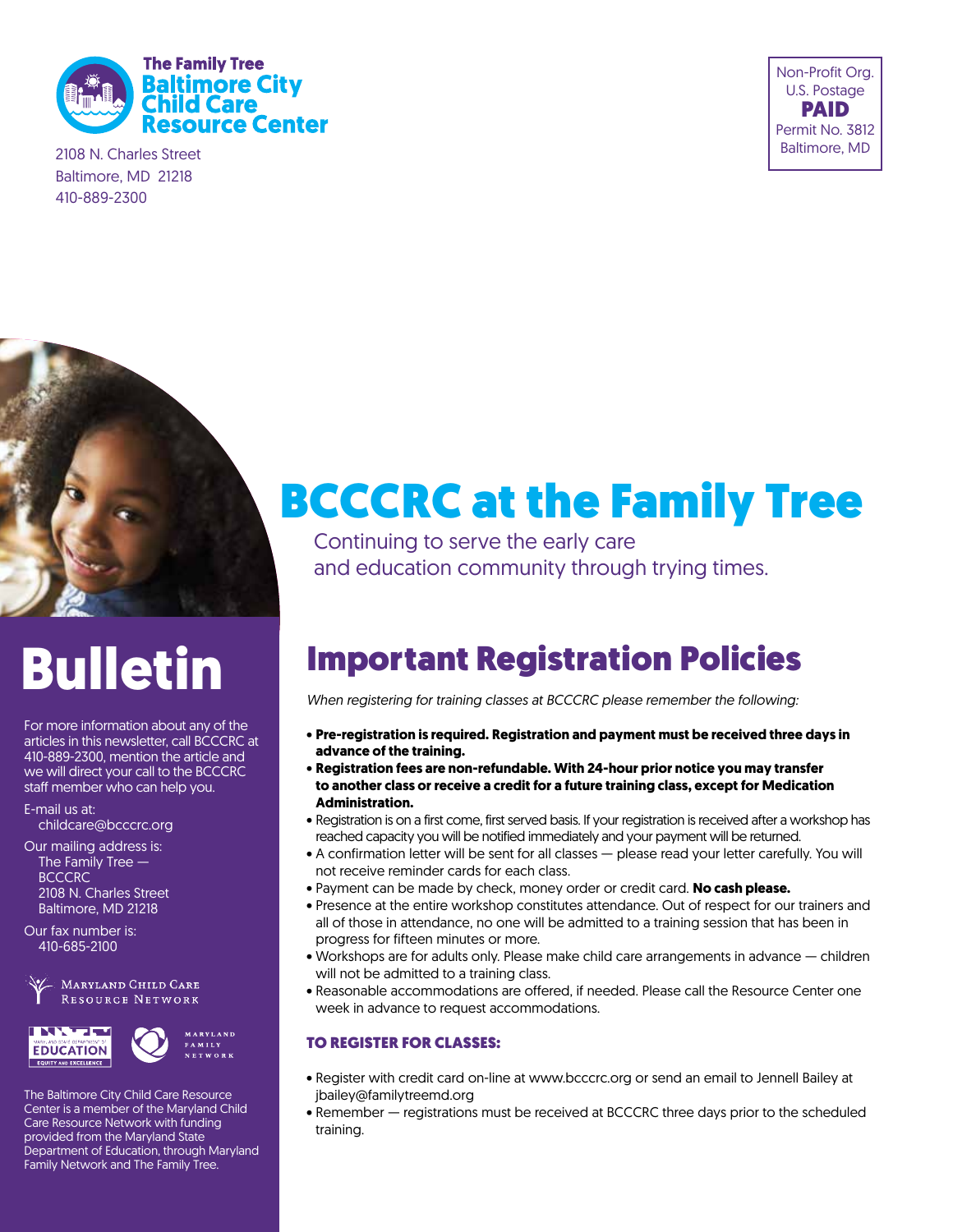**The Family Tree**
**Baltimore City Child Care Resource Center**

2108 N. Charles Street
Baltimore, MD 21218
410-889-2300

Non-Profit Org.
U.S. Postage
**PAID**
Permit No. 3812
Baltimore, MD

# BCCCRC at the Family Tree

Continuing to serve the early care and education community through trying times.

# Bulletin

For more information about any of the articles in this newsletter, call BCCCRC at 410-889-2300, mention the article and we will direct your call to the BCCCRC staff member who can help you.

E-mail us at:
childcare@bcccrc.org

Our mailing address is:
The Family Tree — BCCCRC
2108 N. Charles Street
Baltimore, MD 21218

Our fax number is:
410-685-2100

Maryland Child Care Resource Network

Maryland State Department of Education — Equity and Excellence

Maryland Family Network

The Baltimore City Child Care Resource Center is a member of the Maryland Child Care Resource Network with funding provided from the Maryland State Department of Education, through Maryland Family Network and The Family Tree.

## Important Registration Policies

*When registering for training classes at BCCCRC please remember the following:*

- **Pre-registration is required. Registration and payment must be received three days in advance of the training.**
- **Registration fees are non-refundable. With 24-hour prior notice you may transfer to another class or receive a credit for a future training class, except for Medication Administration.**
- Registration is on a first come, first served basis. If your registration is received after a workshop has reached capacity you will be notified immediately and your payment will be returned.
- A confirmation letter will be sent for all classes — please read your letter carefully. You will not receive reminder cards for each class.
- Payment can be made by check, money order or credit card. **No cash please.**
- Presence at the entire workshop constitutes attendance. Out of respect for our trainers and all of those in attendance, no one will be admitted to a training session that has been in progress for fifteen minutes or more.
- Workshops are for adults only. Please make child care arrangements in advance — children will not be admitted to a training class.
- Reasonable accommodations are offered, if needed. Please call the Resource Center one week in advance to request accommodations.

### TO REGISTER FOR CLASSES:

- Register with credit card on-line at www.bcccrc.org or send an email to Jennell Bailey at jbailey@familytreemd.org
- Remember — registrations must be received at BCCCRC three days prior to the scheduled training.